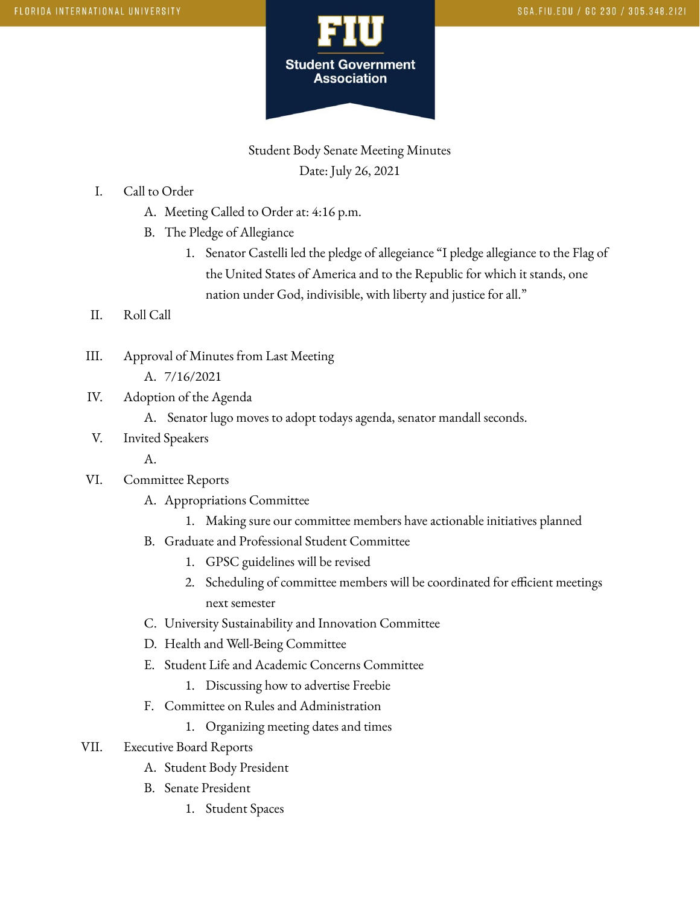Student Body Senate Meeting Minutes

Date: July 26, 2021

I. Call to Order
   A. Meeting Called to Order at: 4:16 p.m.
   B. The Pledge of Allegiance
      1. Senator Castelli led the pledge of allegeiance "I pledge allegiance to the Flag of the United States of America and to the Republic for which it stands, one nation under God, indivisible, with liberty and justice for all."

II. Roll Call

III. Approval of Minutes from Last Meeting
   A. 7/16/2021

IV. Adoption of the Agenda
   A. Senator lugo moves to adopt todays agenda, senator mandall seconds.

V. Invited Speakers
   A.

VI. Committee Reports
   A. Appropriations Committee
      1. Making sure our committee members have actionable initiatives planned
   B. Graduate and Professional Student Committee
      1. GPSC guidelines will be revised
      2. Scheduling of committee members will be coordinated for efficient meetings next semester
   C. University Sustainability and Innovation Committee
   D. Health and Well-Being Committee
   E. Student Life and Academic Concerns Committee
      1. Discussing how to advertise Freebie
   F. Committee on Rules and Administration
      1. Organizing meeting dates and times

VII. Executive Board Reports
   A. Student Body President
   B. Senate President
      1. Student Spaces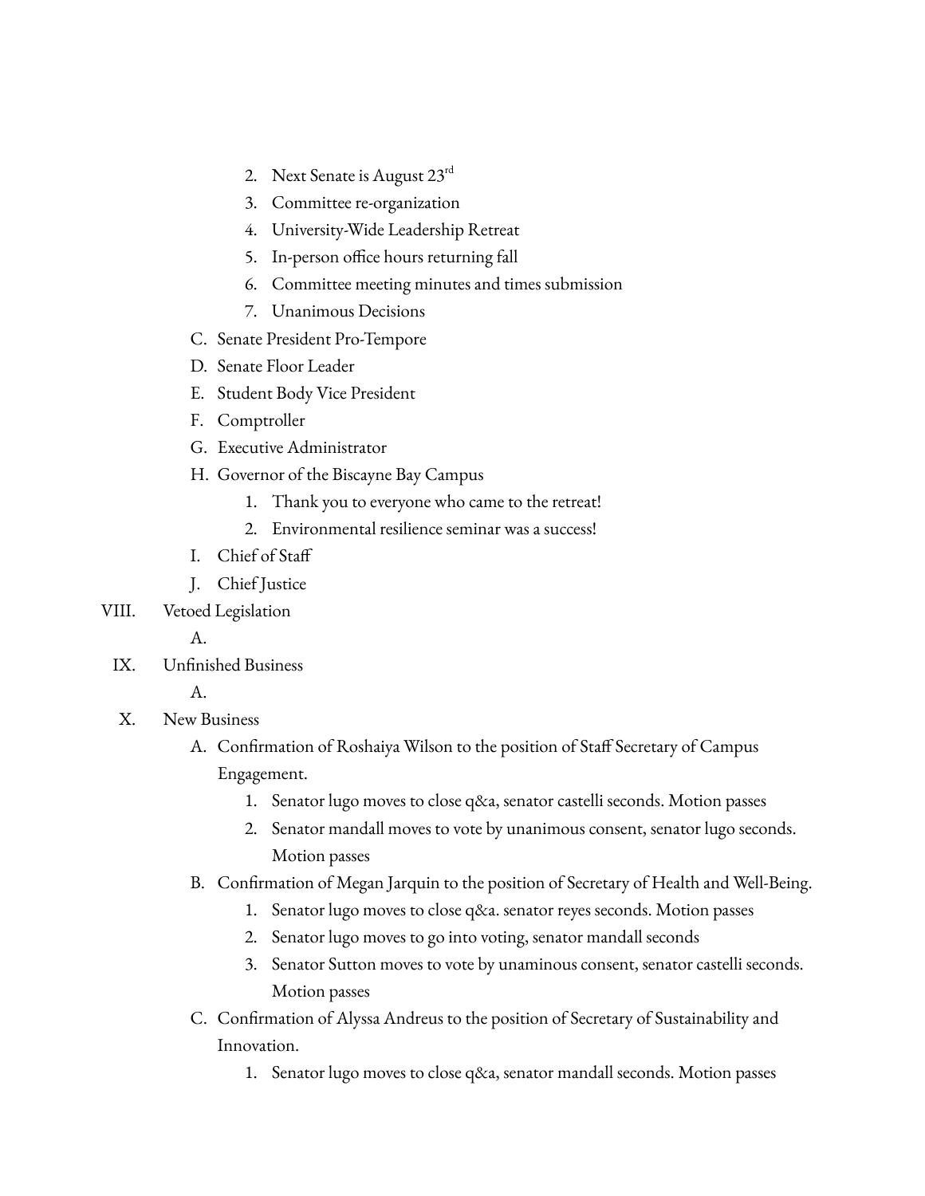2. Next Senate is August 23rd
3. Committee re-organization
4. University-Wide Leadership Retreat
5. In-person office hours returning fall
6. Committee meeting minutes and times submission
7. Unanimous Decisions

C. Senate President Pro-Tempore

D. Senate Floor Leader

E. Student Body Vice President

F. Comptroller

G. Executive Administrator

H. Governor of the Biscayne Bay Campus

1. Thank you to everyone who came to the retreat!
2. Environmental resilience seminar was a success!

I. Chief of Staff

J. Chief Justice

VIII. Vetoed Legislation

A.

IX. Unfinished Business

A.

X. New Business

A. Confirmation of Roshaiya Wilson to the position of Staff Secretary of Campus Engagement.

1. Senator lugo moves to close q&a, senator castelli seconds. Motion passes
2. Senator mandall moves to vote by unanimous consent, senator lugo seconds. Motion passes

B. Confirmation of Megan Jarquin to the position of Secretary of Health and Well-Being.

1. Senator lugo moves to close q&a. senator reyes seconds. Motion passes
2. Senator lugo moves to go into voting, senator mandall seconds
3. Senator Sutton moves to vote by unaminous consent, senator castelli seconds. Motion passes

C. Confirmation of Alyssa Andreus to the position of Secretary of Sustainability and Innovation.

1. Senator lugo moves to close q&a, senator mandall seconds. Motion passes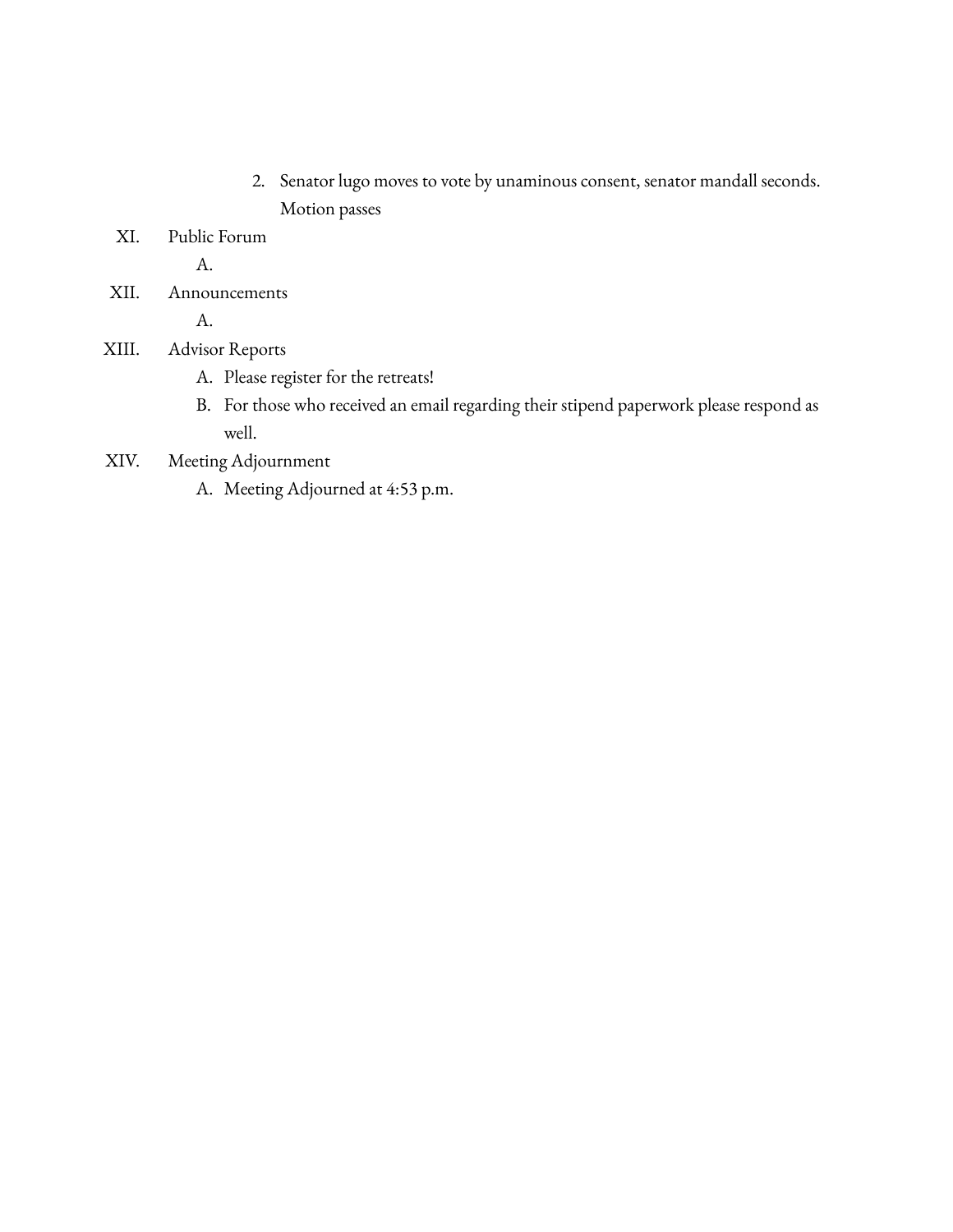2. Senator lugo moves to vote by unaminous consent, senator mandall seconds. Motion passes

XI. Public Forum

A.

XII. Announcements

A.

XIII. Advisor Reports

A. Please register for the retreats!

B. For those who received an email regarding their stipend paperwork please respond as well.

XIV. Meeting Adjournment

A. Meeting Adjourned at 4:53 p.m.